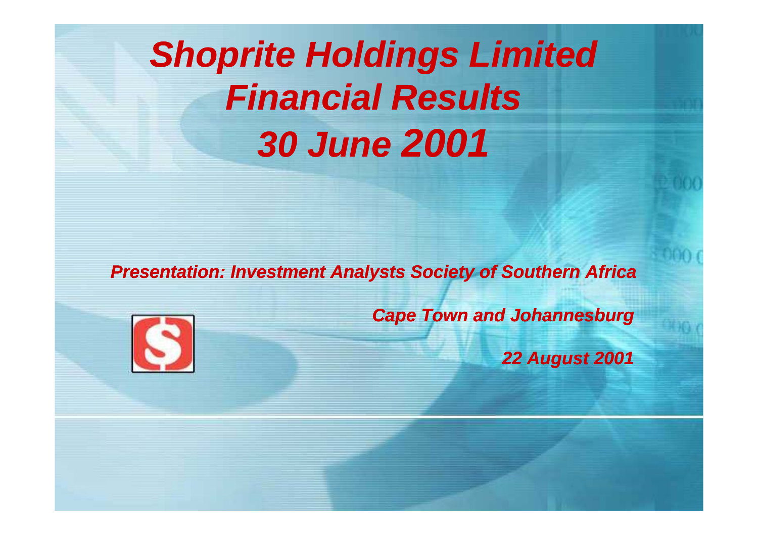# *Shoprite Holdings Limited Financial Results 30 June 2001*

***Presentation: Investment Analysts Society of Southern Africa***

***Cape Town and Johannesburg***

***22 August 2001***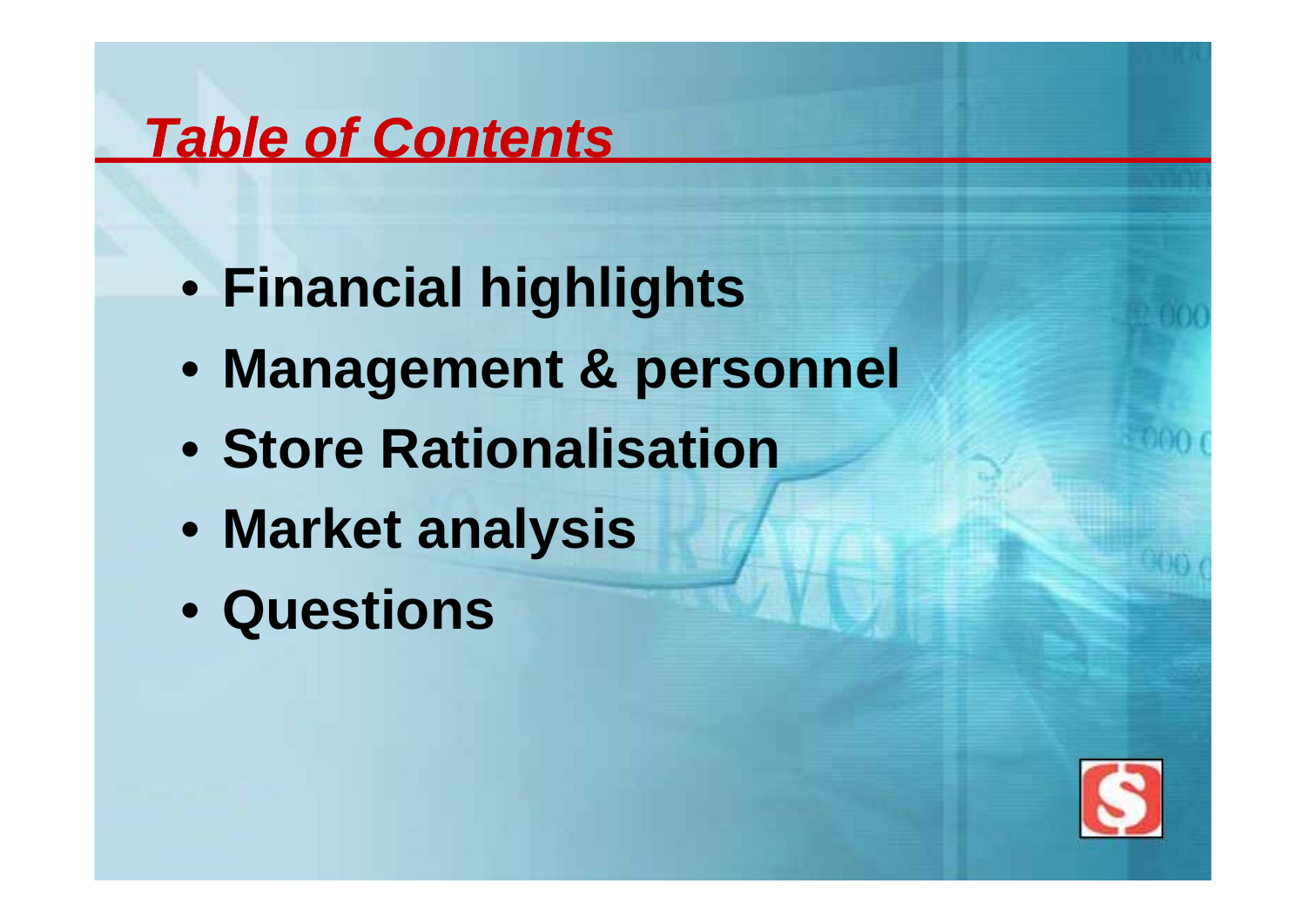# ***Table of Contents***

- **Financial highlights**
- **Management & personnel**
- **Store Rationalisation**
- **Market analysis**
- **Questions**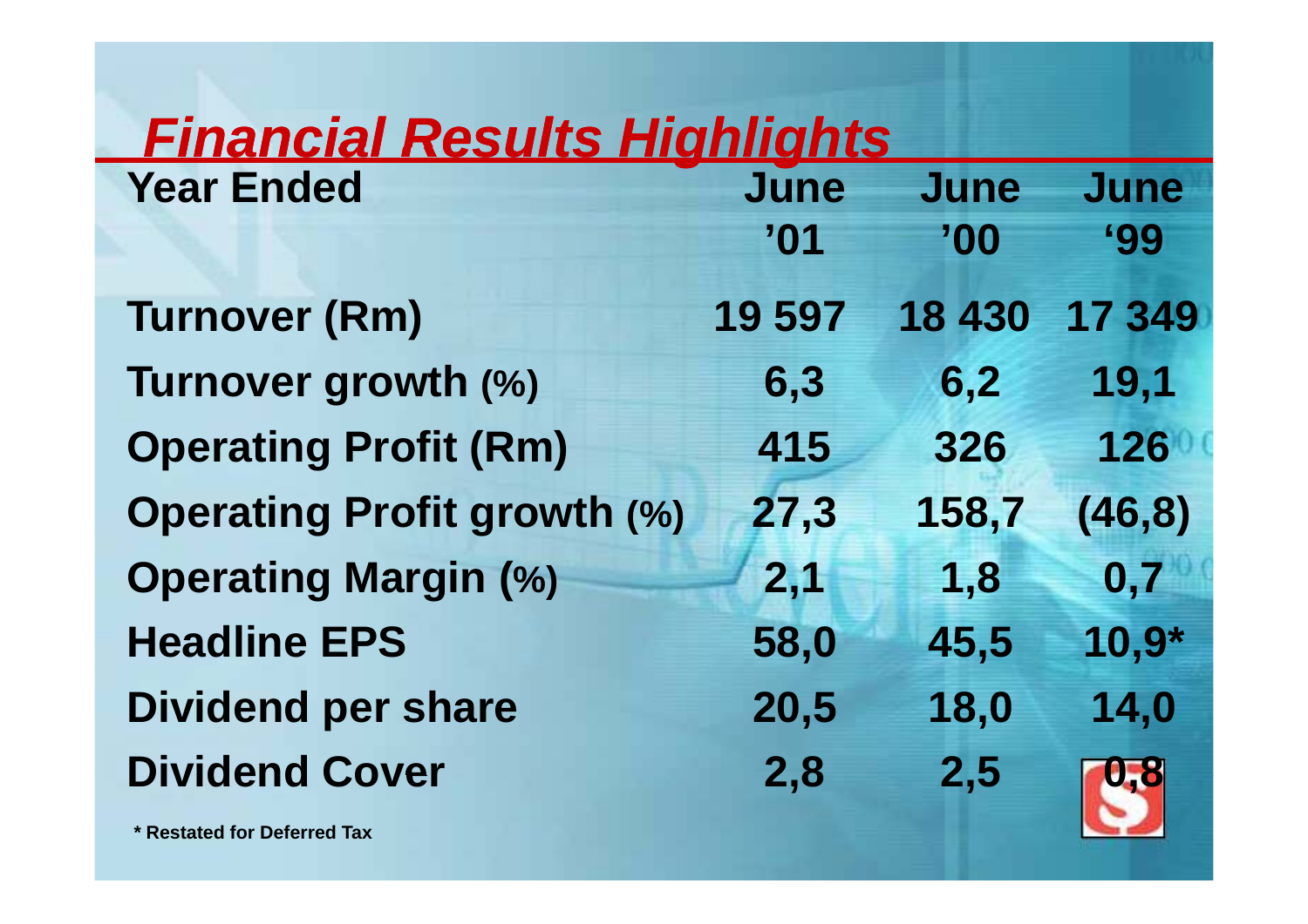# *Financial Results Highlights*

| Year Ended | June '01 | June '00 | June '99 |
|---|---|---|---|
| Turnover (Rm) | 19 597 | 18 430 | 17 349 |
| Turnover growth (%) | 6,3 | 6,2 | 19,1 |
| Operating Profit (Rm) | 415 | 326 | 126 |
| Operating Profit growth (%) | 27,3 | 158,7 | (46,8) |
| Operating Margin (%) | 2,1 | 1,8 | 0,7 |
| Headline EPS | 58,0 | 45,5 | 10,9* |
| Dividend per share | 20,5 | 18,0 | 14,0 |
| Dividend Cover | 2,8 | 2,5 | 0,8 |

\* Restated for Deferred Tax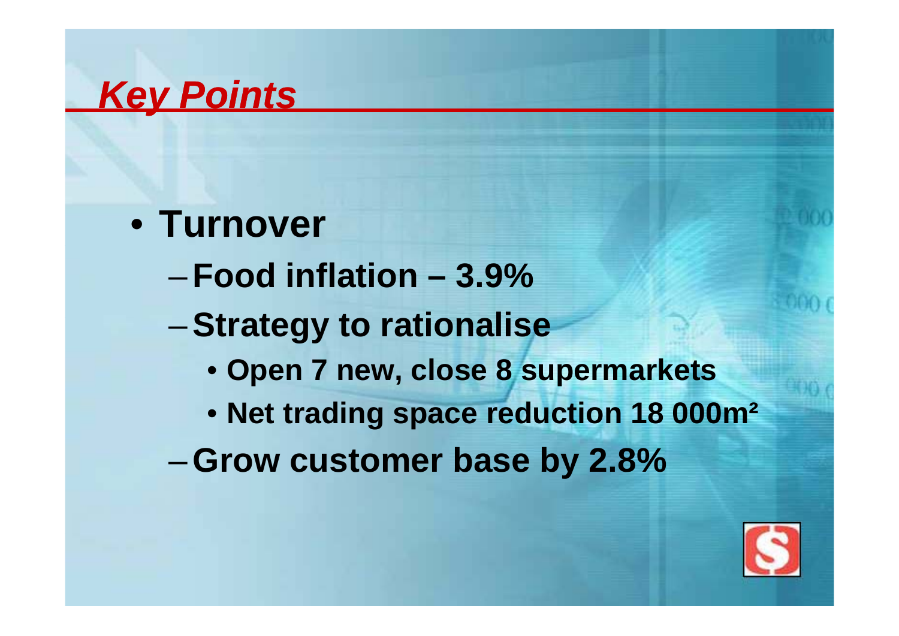# *Key Points*

- **Turnover**
  - **Food inflation – 3.9%**
  - **Strategy to rationalise**
    - **Open 7 new, close 8 supermarkets**
    - **Net trading space reduction 18 000m²**
  - **Grow customer base by 2.8%**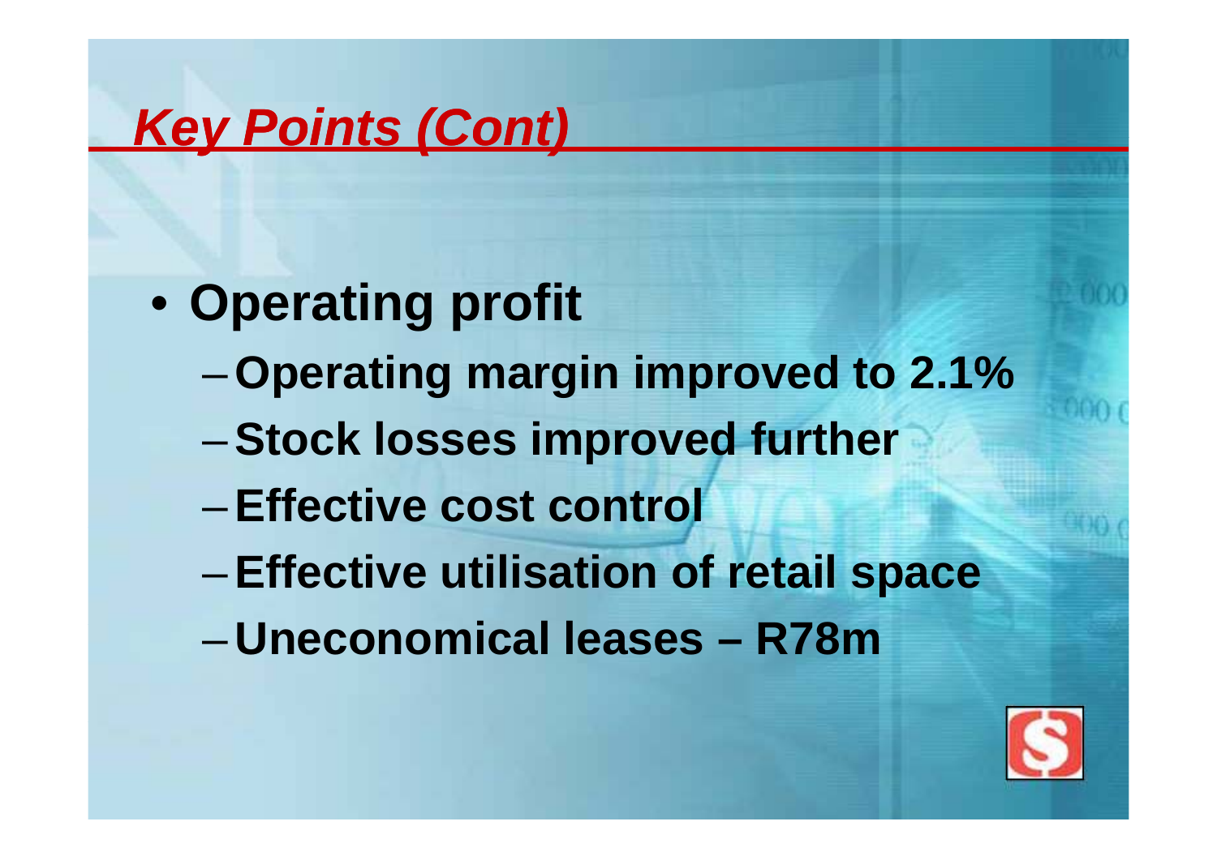# *Key Points (Cont)*

- **Operating profit**
  - **Operating margin improved to 2.1%**
  - **Stock losses improved further**
  - **Effective cost control**
  - **Effective utilisation of retail space**
  - **Uneconomical leases – R78m**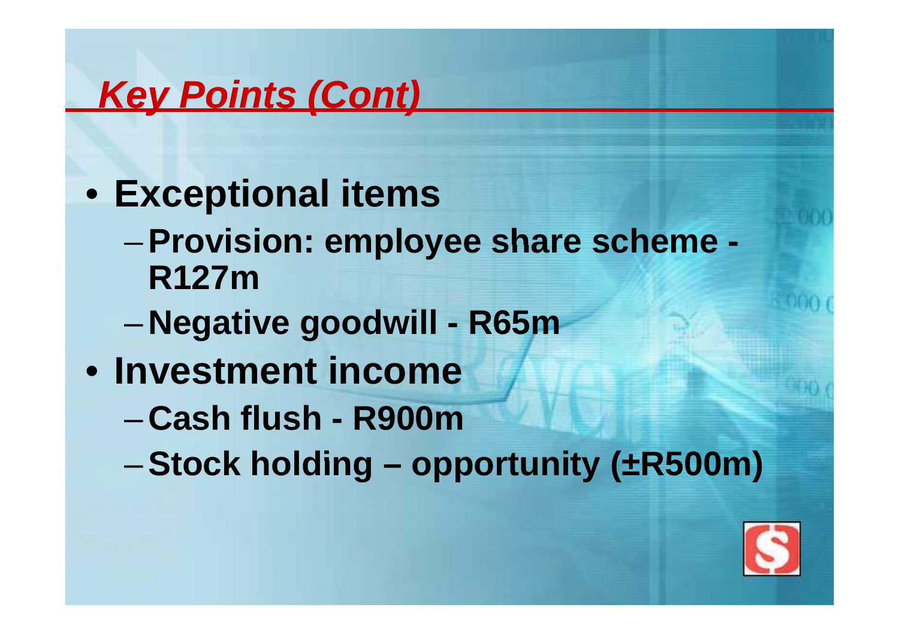## *Key Points (Cont)*

- **Exceptional items**
  - **Provision: employee share scheme - R127m**
  - **Negative goodwill - R65m**
- **Investment income**
  - **Cash flush - R900m**
  - **Stock holding – opportunity (±R500m)**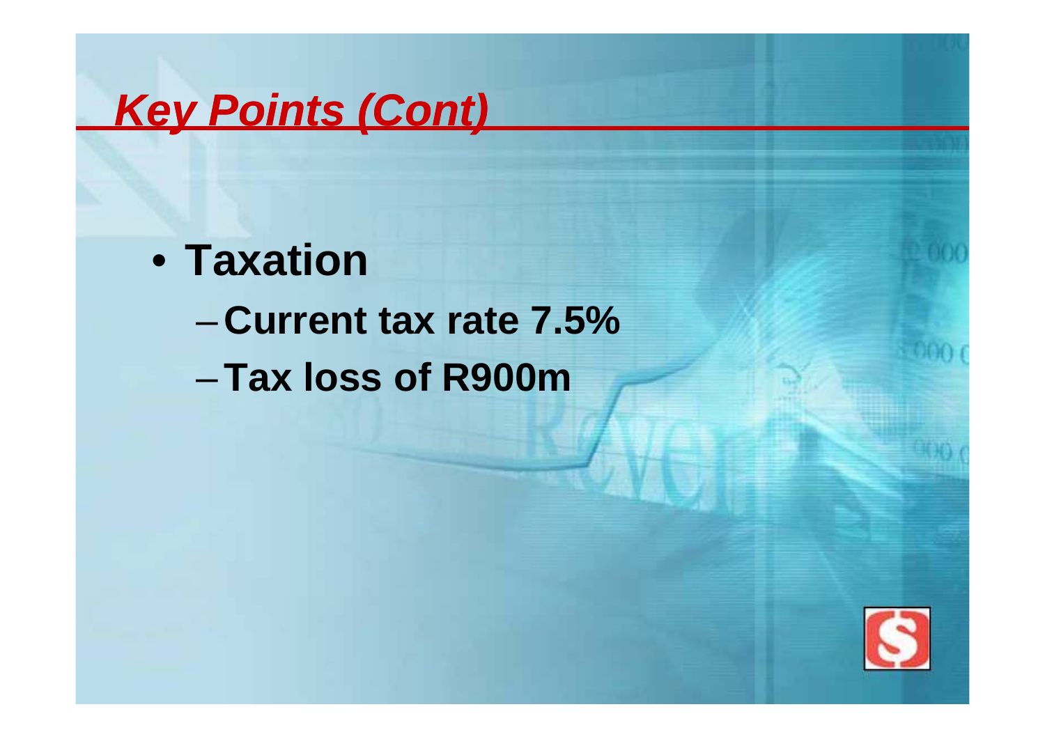# ***Key Points (Cont)***

- **Taxation**
  - **Current tax rate 7.5%**
  - **Tax loss of R900m**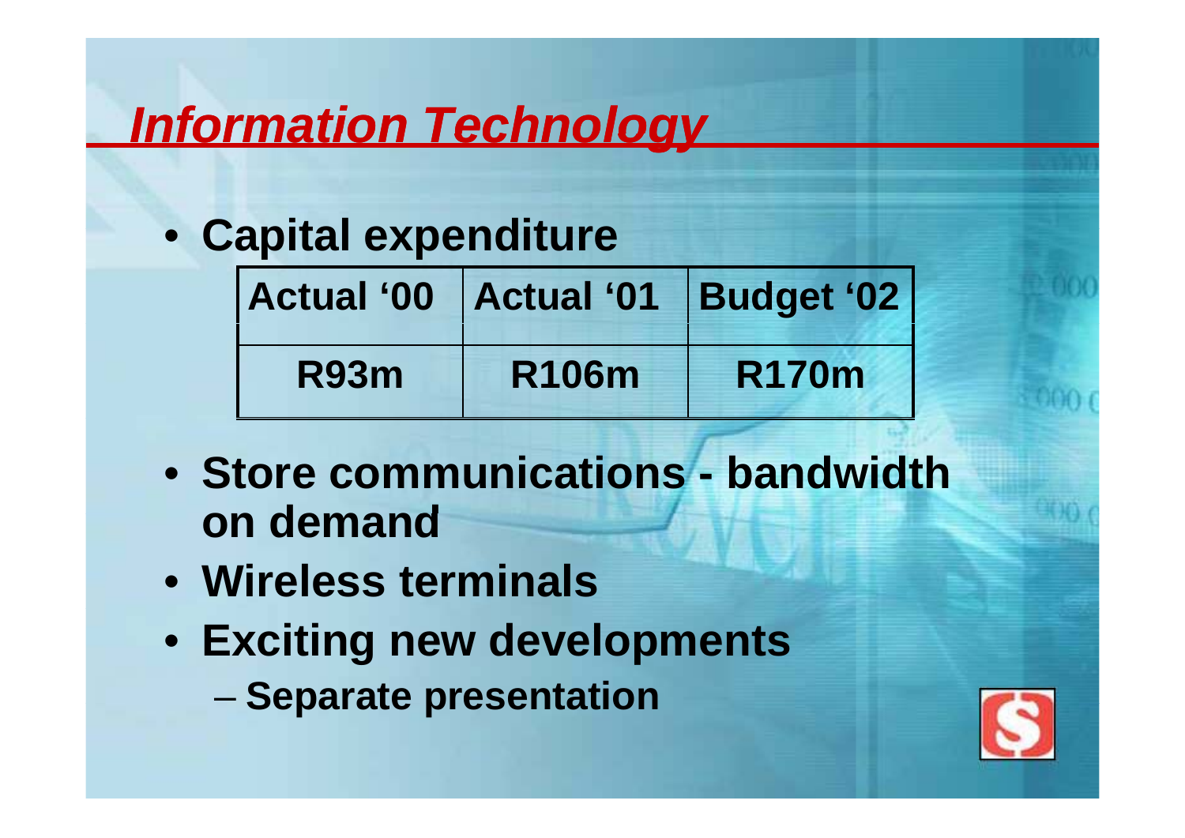# *Information Technology*

- **Capital expenditure**

| Actual '00 | Actual '01 | Budget '02 |
|---|---|---|
| R93m | R106m | R170m |

- **Store communications - bandwidth on demand**
- **Wireless terminals**
- **Exciting new developments**
  - **Separate presentation**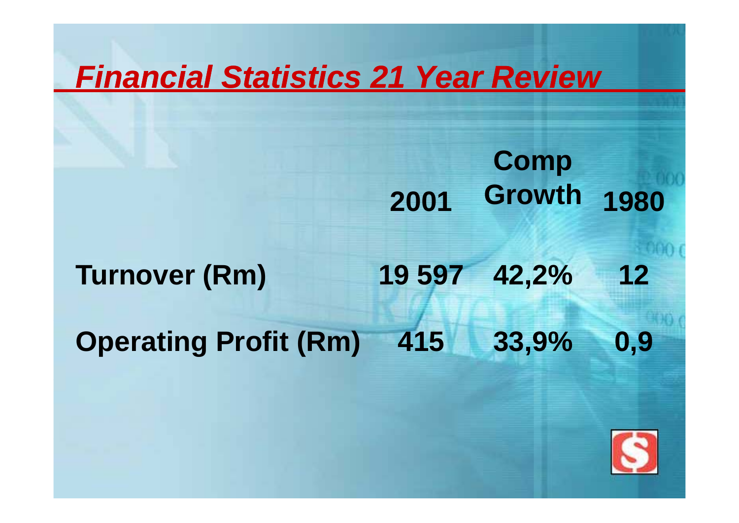# *Financial Statistics 21 Year Review*

| | 2001 | Comp Growth | 1980 |
|---|---|---|---|
| **Turnover (Rm)** | **19 597** | **42,2%** | **12** |
| **Operating Profit (Rm)** | **415** | **33,9%** | **0,9** |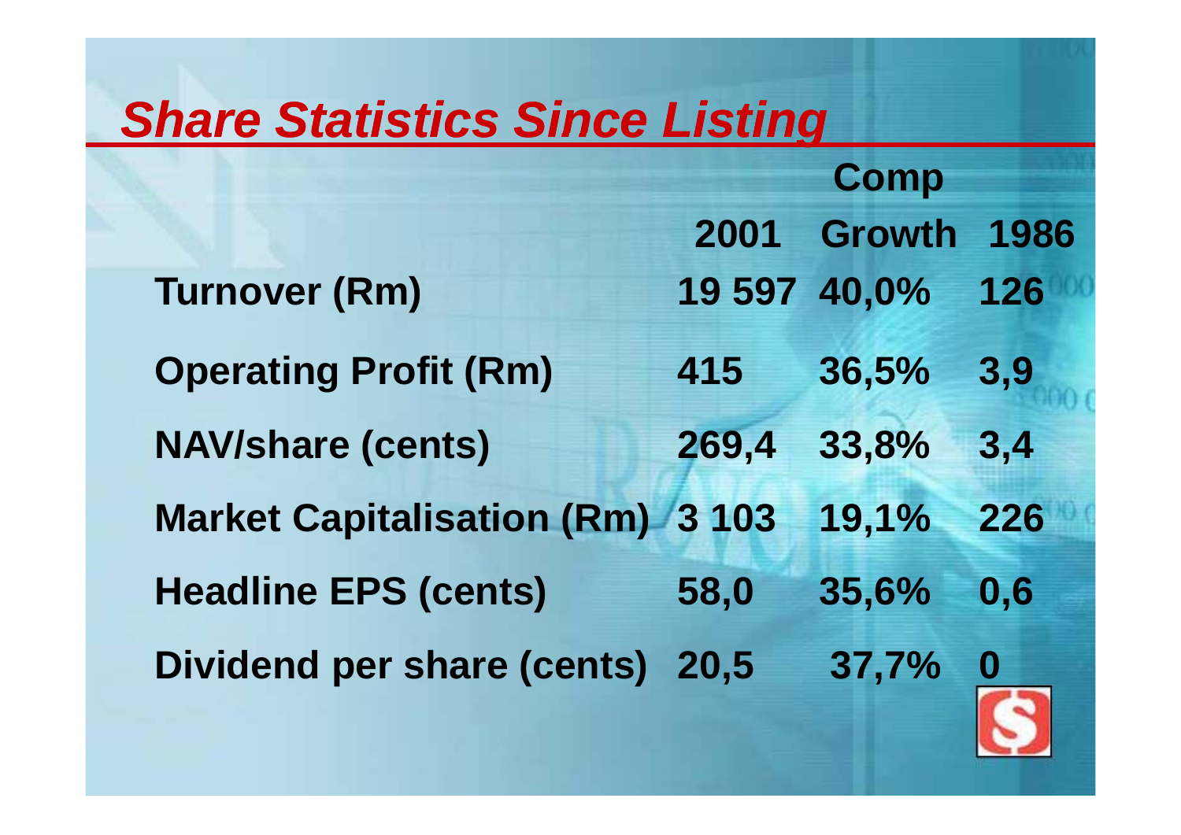## *Share Statistics Since Listing*

| | 2001 | Comp Growth | 1986 |
|---|---|---|---|
| **Turnover (Rm)** | **19 597** | **40,0%** | **126** |
| **Operating Profit (Rm)** | **415** | **36,5%** | **3,9** |
| **NAV/share (cents)** | **269,4** | **33,8%** | **3,4** |
| **Market Capitalisation (Rm)** | **3 103** | **19,1%** | **226** |
| **Headline EPS (cents)** | **58,0** | **35,6%** | **0,6** |
| **Dividend per share (cents)** | **20,5** | **37,7%** | **0** |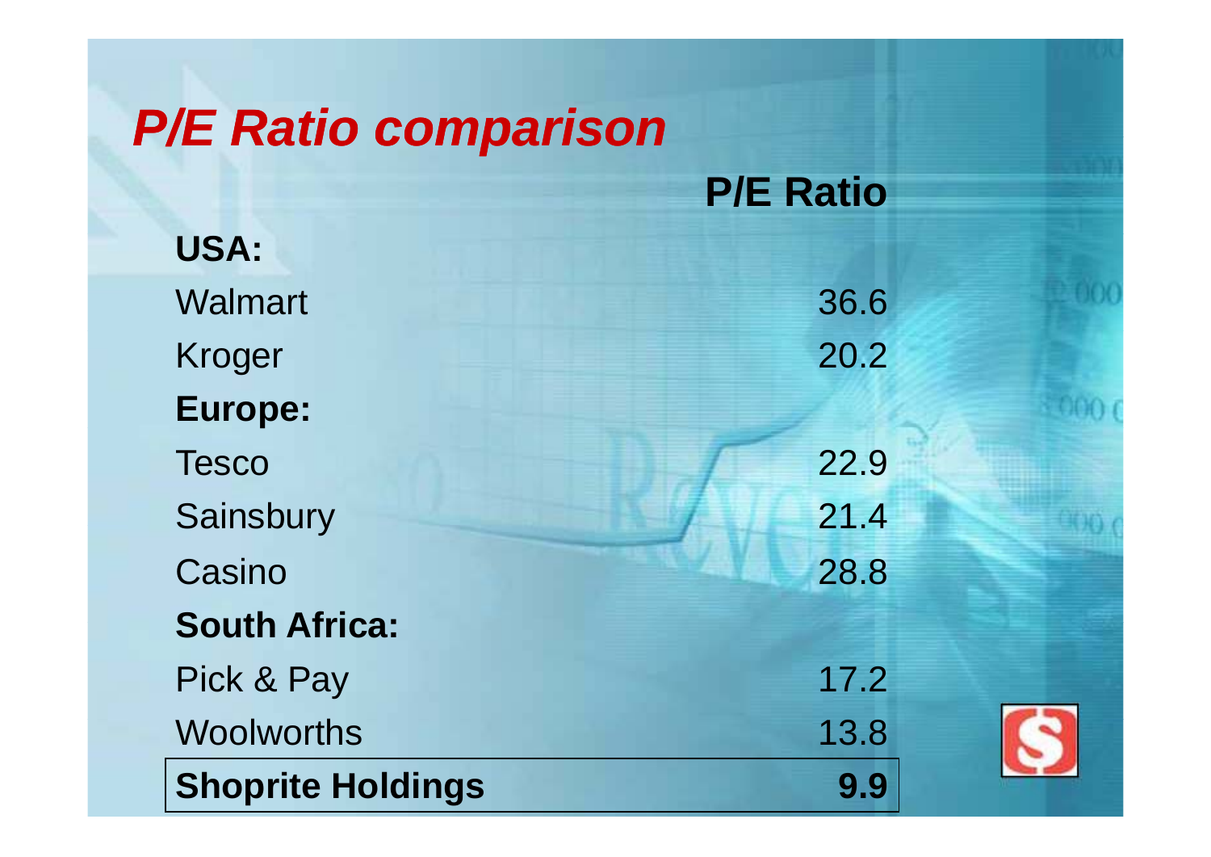# *P/E Ratio comparison*

| | P/E Ratio |
|---|---|
| **USA:** | |
| Walmart | 36.6 |
| Kroger | 20.2 |
| **Europe:** | |
| Tesco | 22.9 |
| Sainsbury | 21.4 |
| Casino | 28.8 |
| **South Africa:** | |
| Pick & Pay | 17.2 |
| Woolworths | 13.8 |
| **Shoprite Holdings** | **9.9** |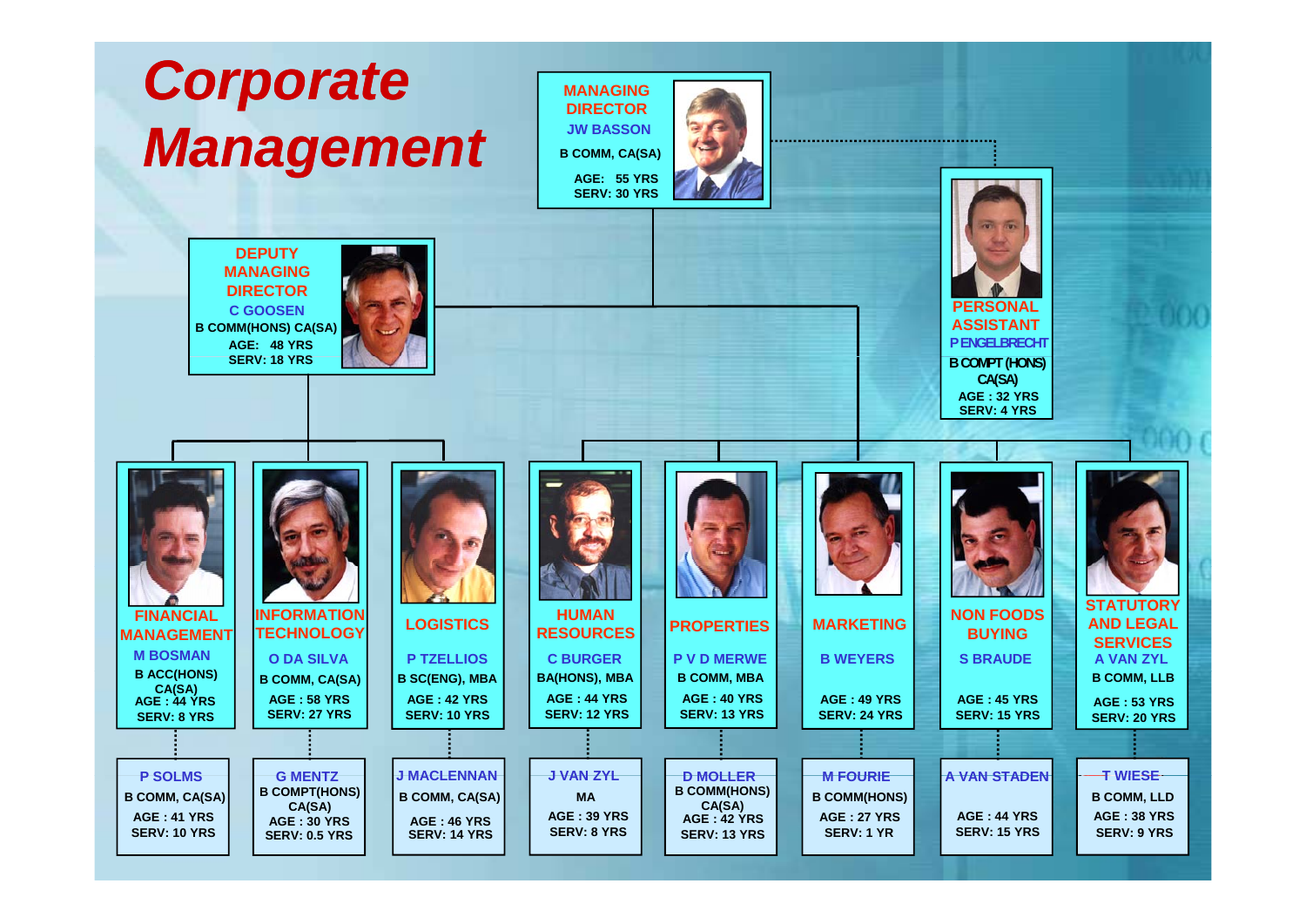# Corporate Management

**MANAGING DIRECTOR**
JW BASSON
B COMM, CA(SA)
AGE: 55 YRS
SERV: 30 YRS

**DEPUTY MANAGING DIRECTOR**
C GOOSEN
B COMM(HONS) CA(SA)
AGE: 48 YRS
SERV: 18 YRS

**PERSONAL ASSISTANT**
P ENGELBRECHT
B COMPT (HONS) CA(SA)
AGE : 32 YRS
SERV: 4 YRS

| FINANCIAL MANAGEMENT | INFORMATION TECHNOLOGY | LOGISTICS | HUMAN RESOURCES | PROPERTIES | MARKETING | NON FOODS BUYING | STATUTORY AND LEGAL SERVICES |
|---|---|---|---|---|---|---|---|
| M BOSMAN | O DA SILVA | P TZELLIOS | C BURGER | P V D MERWE | B WEYERS | S BRAUDE | A VAN ZYL |
| B ACC(HONS) CA(SA) | B COMM, CA(SA) | B SC(ENG), MBA | BA(HONS), MBA | B COMM, MBA | | | B COMM, LLB |
| AGE : 44 YRS | AGE : 58 YRS | AGE : 42 YRS | AGE : 44 YRS | AGE : 40 YRS | AGE : 49 YRS | AGE : 45 YRS | AGE : 53 YRS |
| SERV: 8 YRS | SERV: 27 YRS | SERV: 10 YRS | SERV: 12 YRS | SERV: 13 YRS | SERV: 24 YRS | SERV: 15 YRS | SERV: 20 YRS |
| P SOLMS | G MENTZ | J MACLENNAN | J VAN ZYL | D MOLLER | M FOURIE | A VAN STADEN | T WIESE |
| B COMM, CA(SA) | B COMPT(HONS) CA(SA) | B COMM, CA(SA) | MA | B COMM(HONS) CA(SA) | B COMM(HONS) | | B COMM, LLD |
| AGE : 41 YRS | AGE : 30 YRS | AGE : 46 YRS | AGE : 39 YRS | AGE : 42 YRS | AGE : 27 YRS | AGE : 44 YRS | AGE : 38 YRS |
| SERV: 10 YRS | SERV: 0.5 YRS | SERV: 14 YRS | SERV: 8 YRS | SERV: 13 YRS | SERV: 1 YR | SERV: 15 YRS | SERV: 9 YRS |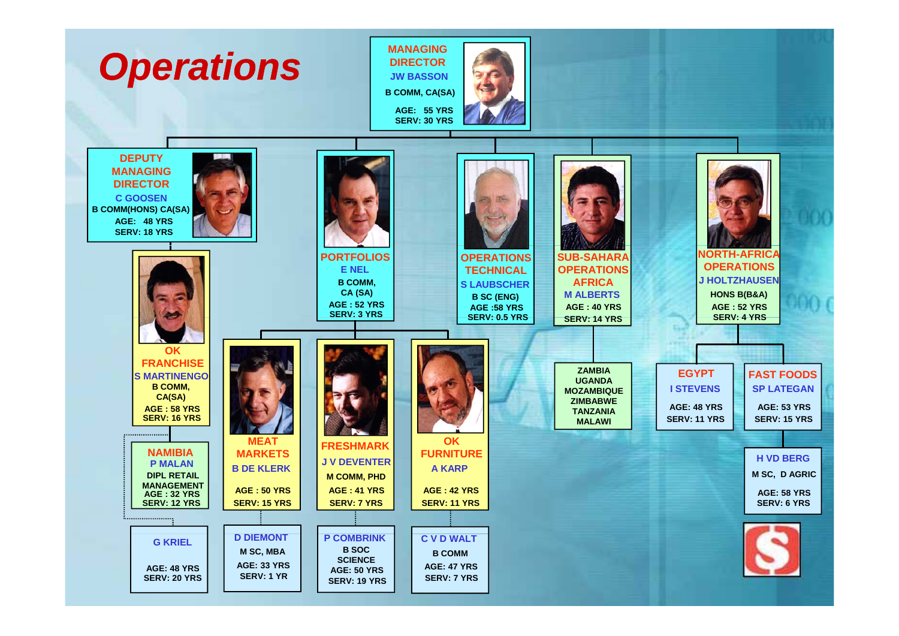# Operations

**MANAGING DIRECTOR**
JW BASSON
B COMM, CA(SA)
AGE: 55 YRS
SERV: 30 YRS

**DEPUTY MANAGING DIRECTOR**
C GOOSEN
B COMM(HONS) CA(SA)
AGE: 48 YRS
SERV: 18 YRS

**OK FRANCHISE**
S MARTINENGO
B COMM, CA(SA)
AGE : 58 YRS
SERV: 16 YRS

**NAMIBIA**
P MALAN
DIPL RETAIL MANAGEMENT
AGE : 32 YRS
SERV: 12 YRS

G KRIEL
AGE: 48 YRS
SERV: 20 YRS

**PORTFOLIOS**
E NEL
B COMM, CA (SA)
AGE : 52 YRS
SERV: 3 YRS

**MEAT MARKETS**
B DE KLERK
AGE : 50 YRS
SERV: 15 YRS

D DIEMONT
M SC, MBA
AGE: 33 YRS
SERV: 1 YR

**FRESHMARK**
J V DEVENTER
M COMM, PHD
AGE : 41 YRS
SERV: 7 YRS

P COMBRINK
B SOC SCIENCE
AGE: 50 YRS
SERV: 19 YRS

**OK FURNITURE**
A KARP
AGE : 42 YRS
SERV: 11 YRS

C V D WALT
B COMM
AGE: 47 YRS
SERV: 7 YRS

**OPERATIONS TECHNICAL**
S LAUBSCHER
B SC (ENG)
AGE :58 YRS
SERV: 0.5 YRS

**SUB-SAHARA OPERATIONS AFRICA**
M ALBERTS
AGE : 40 YRS
SERV: 14 YRS

ZAMBIA
UGANDA
MOZAMBIQUE
ZIMBABWE
TANZANIA
MALAWI

**NORTH-AFRICA OPERATIONS**
J HOLTZHAUSEN
HONS B(B&A)
AGE : 52 YRS
SERV: 4 YRS

**EGYPT**
I STEVENS
AGE: 48 YRS
SERV: 11 YRS

**FAST FOODS**
SP LATEGAN
AGE: 53 YRS
SERV: 15 YRS

H VD BERG
M SC, D AGRIC
AGE: 58 YRS
SERV: 6 YRS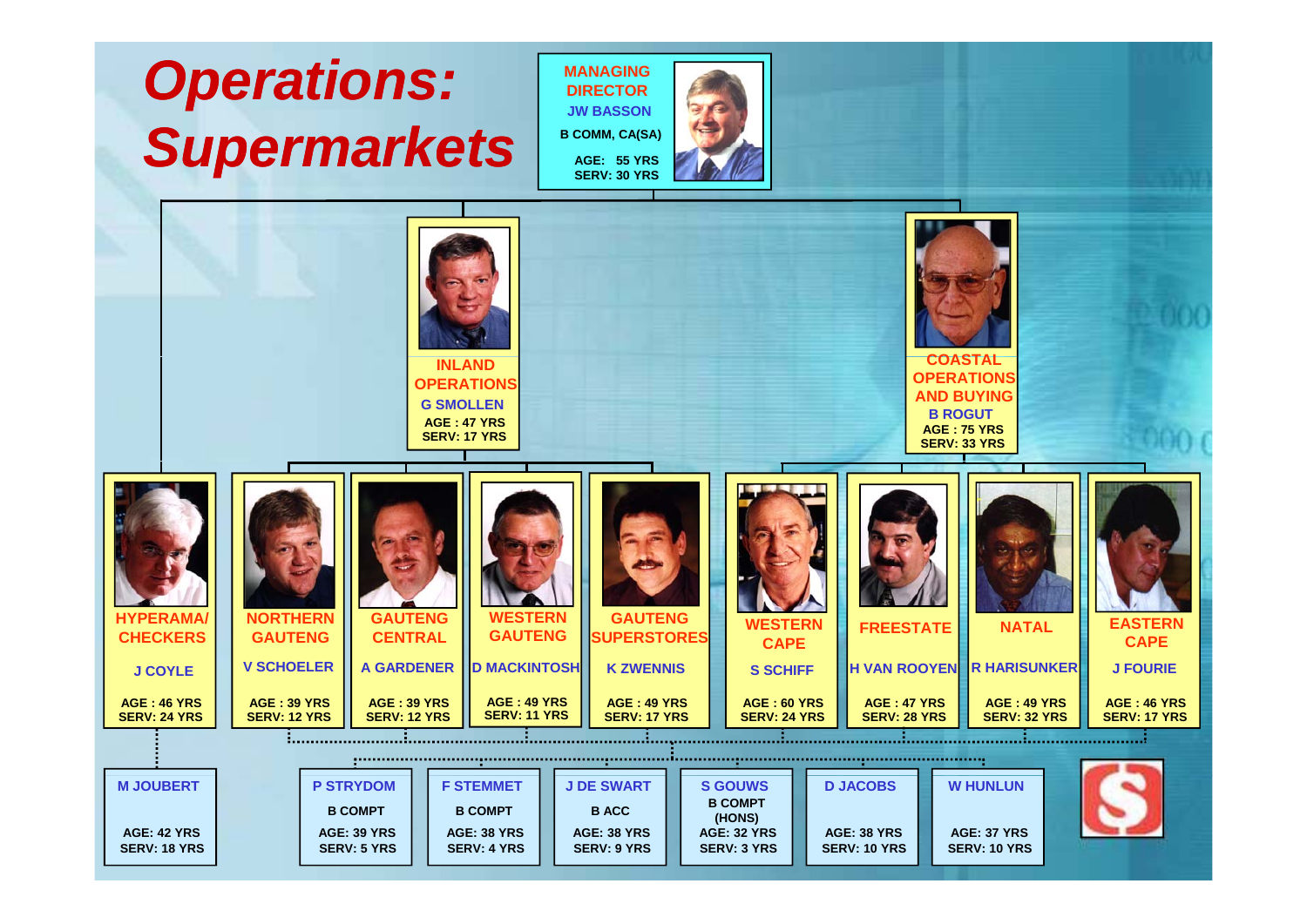# Operations: Supermarkets

**MANAGING DIRECTOR**
**JW BASSON**
B COMM, CA(SA)
AGE: 55 YRS
SERV: 30 YRS

**INLAND OPERATIONS**
**G SMOLLEN**
AGE : 47 YRS
SERV: 17 YRS

**COASTAL OPERATIONS AND BUYING**
**B ROGUT**
AGE : 75 YRS
SERV: 33 YRS

| Division | Name | Age | Service |
|---|---|---|---|
| HYPERAMA/ CHECKERS | J COYLE | 46 YRS | 24 YRS |
| NORTHERN GAUTENG | V SCHOELER | 39 YRS | 12 YRS |
| GAUTENG CENTRAL | A GARDENER | 39 YRS | 12 YRS |
| WESTERN GAUTENG | D MACKINTOSH | 49 YRS | 11 YRS |
| GAUTENG SUPERSTORES | K ZWENNIS | 49 YRS | 17 YRS |
| WESTERN CAPE | S SCHIFF | 60 YRS | 24 YRS |
| FREESTATE | H VAN ROOYEN | 47 YRS | 28 YRS |
| NATAL | R HARISUNKER | 49 YRS | 32 YRS |
| EASTERN CAPE | J FOURIE | 46 YRS | 17 YRS |

| Name | Qualification | Age | Service |
|---|---|---|---|
| M JOUBERT | | 42 YRS | 18 YRS |
| P STRYDOM | B COMPT | 39 YRS | 5 YRS |
| F STEMMET | B COMPT | 38 YRS | 4 YRS |
| J DE SWART | B ACC | 38 YRS | 9 YRS |
| S GOUWS | B COMPT (HONS) | 32 YRS | 3 YRS |
| D JACOBS | | 38 YRS | 10 YRS |
| W HUNLUN | | 37 YRS | 10 YRS |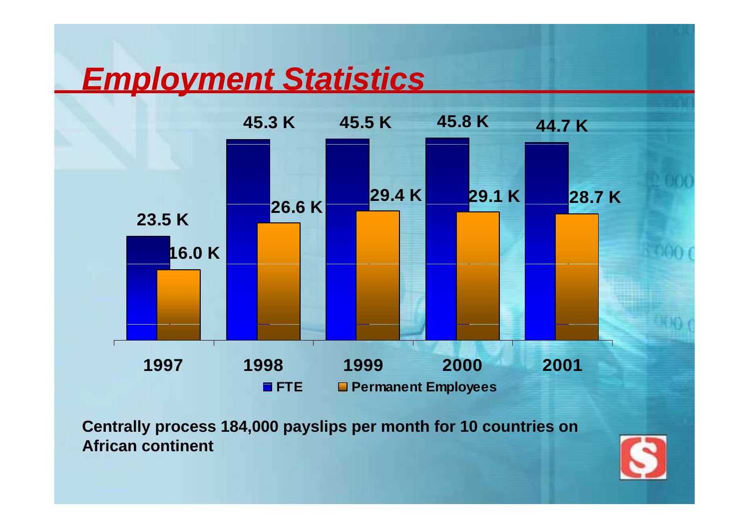# *Employment Statistics*

| Year | FTE | Permanent Employees |
| --- | --- | --- |
| 1997 | 23.5 K | 16.0 K |
| 1998 | 45.3 K | 26.6 K |
| 1999 | 45.5 K | 29.4 K |
| 2000 | 45.8 K | 29.1 K |
| 2001 | 44.7 K | 28.7 K |

**Centrally process 184,000 payslips per month for 10 countries on African continent**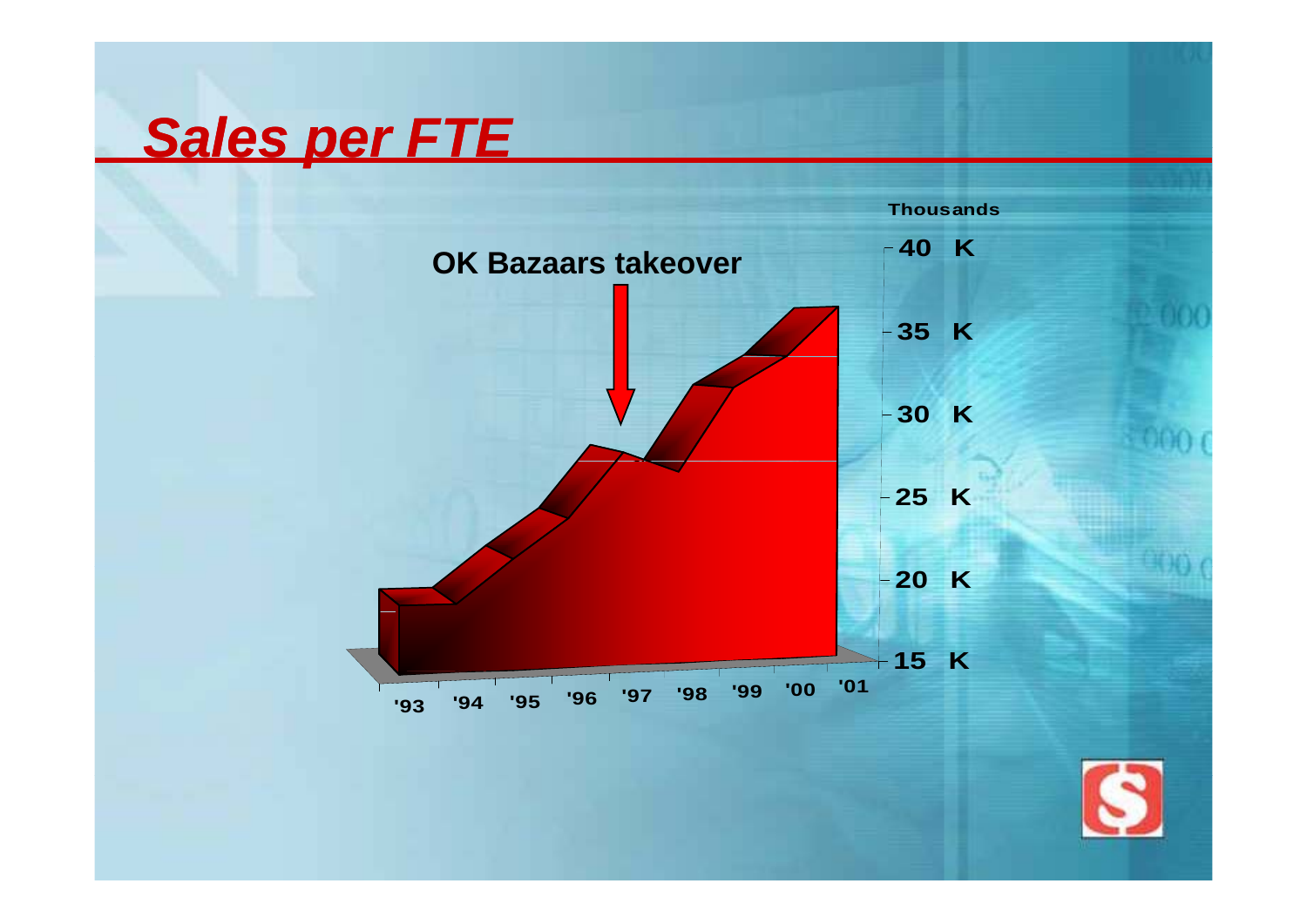# *Sales per FTE*

OK Bazaars takeover

Thousands

40 K

35 K

30 K

25 K

20 K

15 K

'93 '94 '95 '96 '97 '98 '99 '00 '01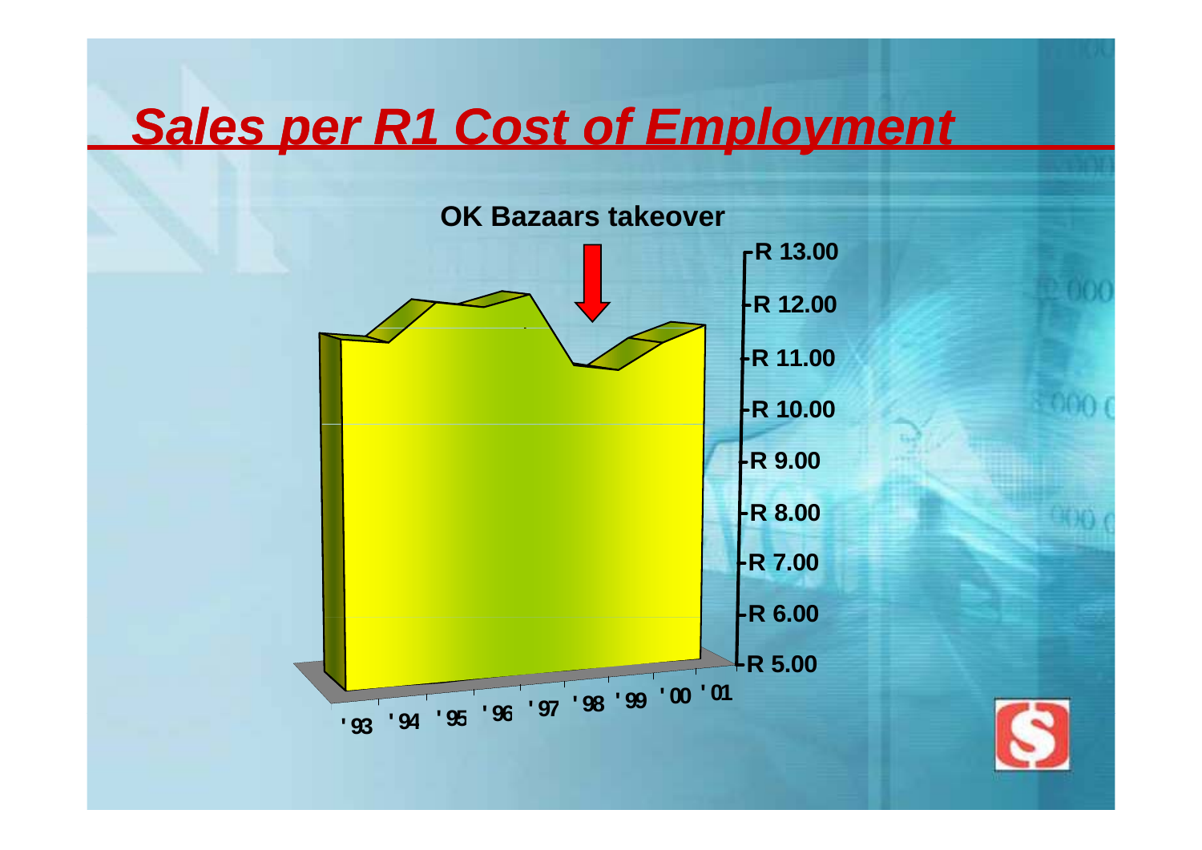# *Sales per R1 Cost of Employment*

OK Bazaars takeover

R 13.00
R 12.00
R 11.00
R 10.00
R 9.00
R 8.00
R 7.00
R 6.00
R 5.00

'93 '94 '95 '96 '97 '98 '99 '00 '01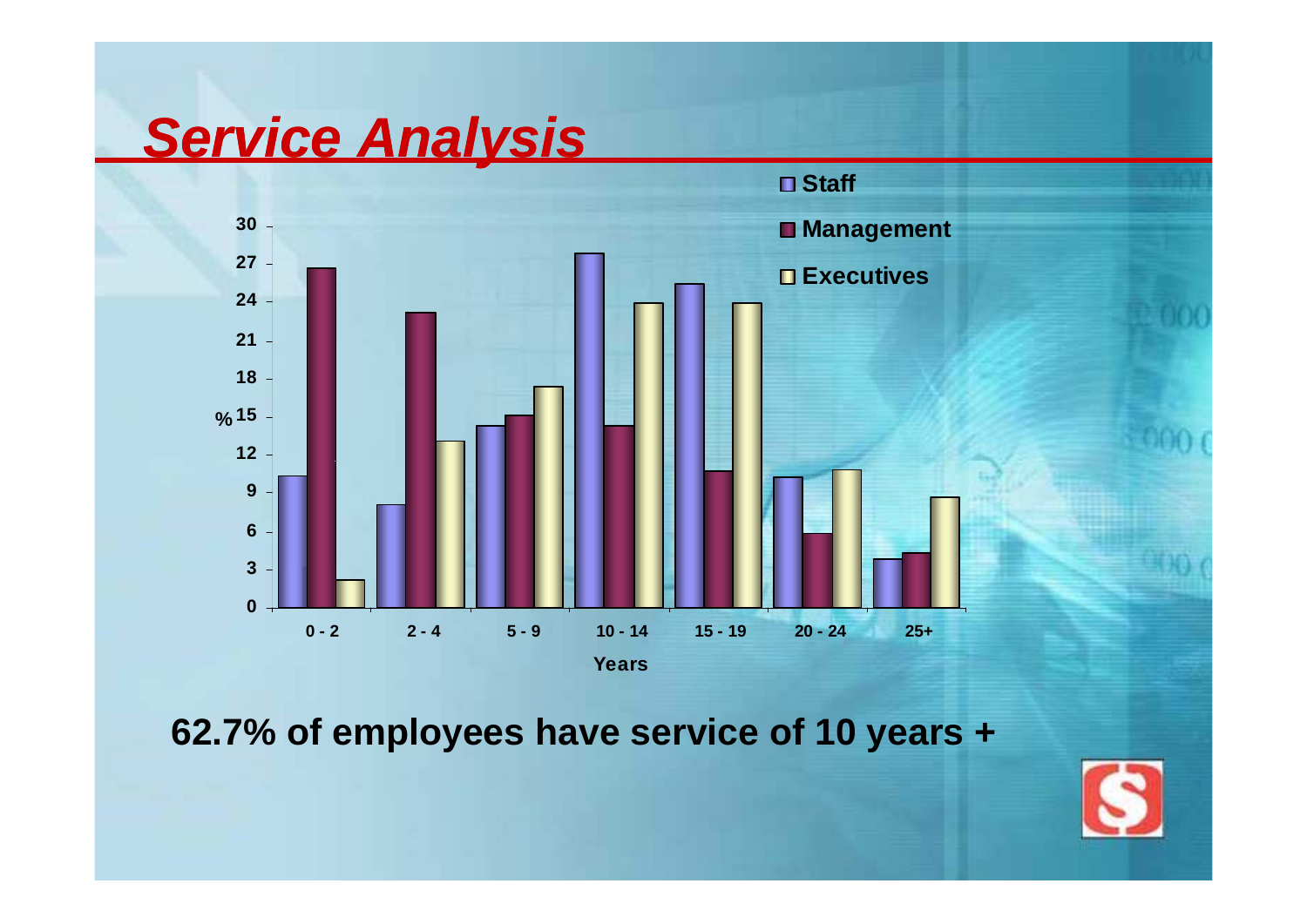# *Service Analysis*

62.7% of employees have service of 10 years +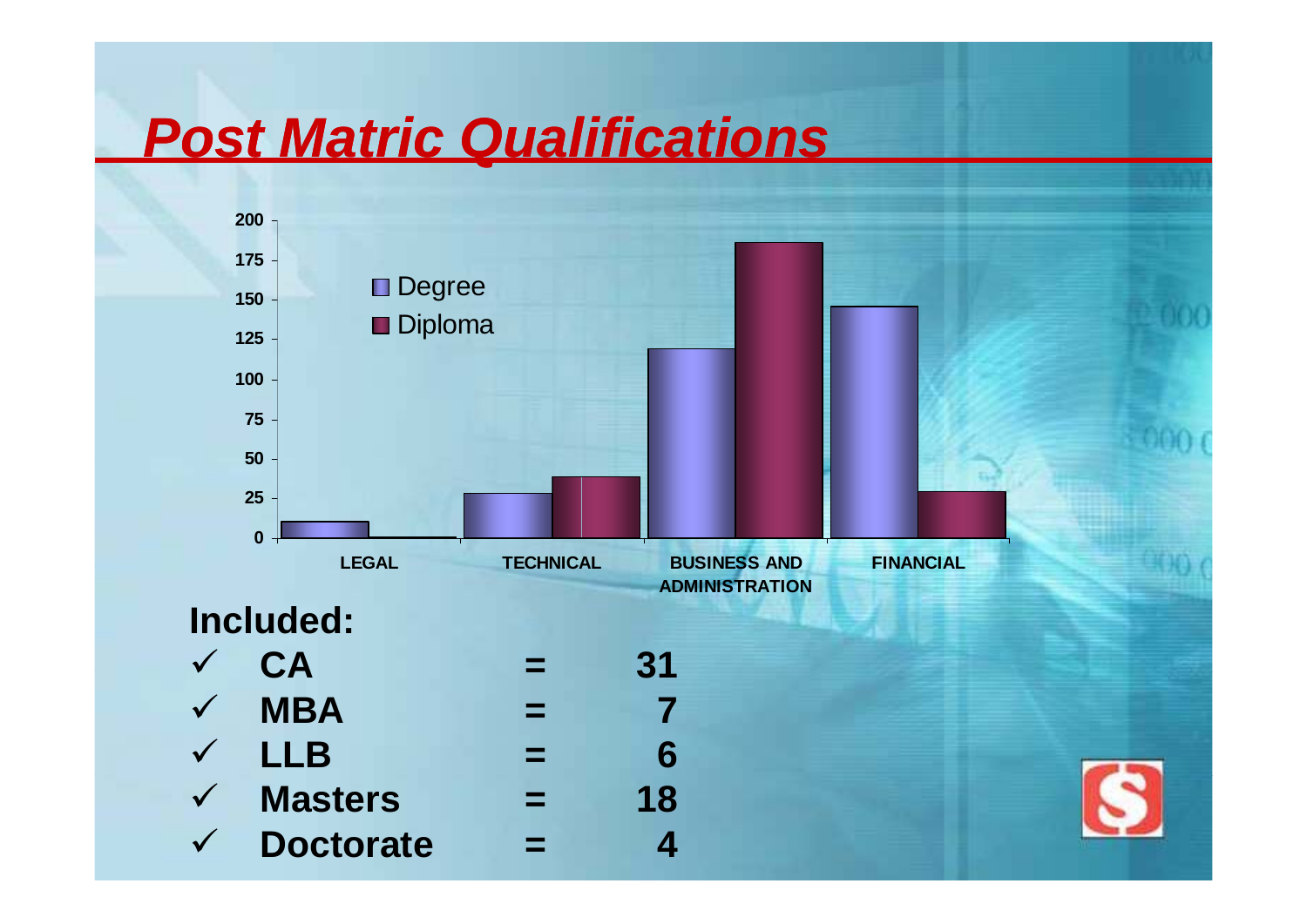# *Post Matric Qualifications*

| | LEGAL | TECHNICAL | BUSINESS AND ADMINISTRATION | FINANCIAL |
|---|---|---|---|---|
| Degree | 11 | 28 | 119 | 146 |
| Diploma | 0 | 39 | 186 | 29 |

**Included:**

- ✓ **CA = 31**
- ✓ **MBA = 7**
- ✓ **LLB = 6**
- ✓ **Masters = 18**
- ✓ **Doctorate = 4**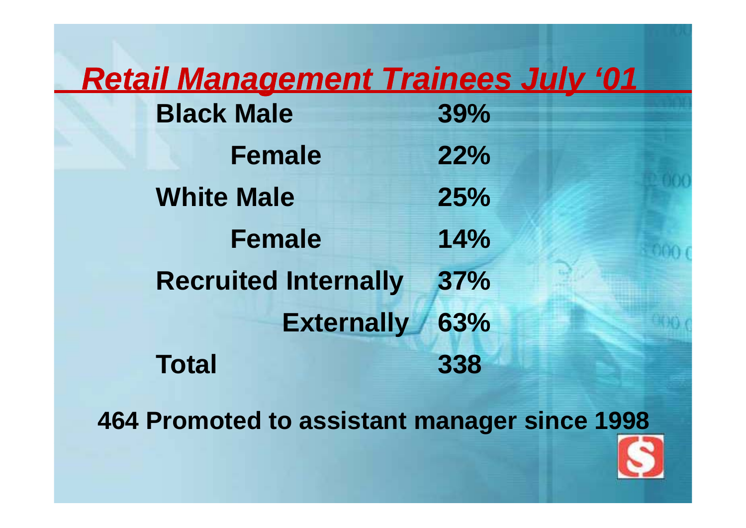## ***Retail Management Trainees July '01***

| | |
|---|---|
| **Black Male** | **39%** |
| **Female** | **22%** |
| **White Male** | **25%** |
| **Female** | **14%** |
| **Recruited Internally** | **37%** |
| **Externally** | **63%** |
| **Total** | **338** |

**464 Promoted to assistant manager since 1998**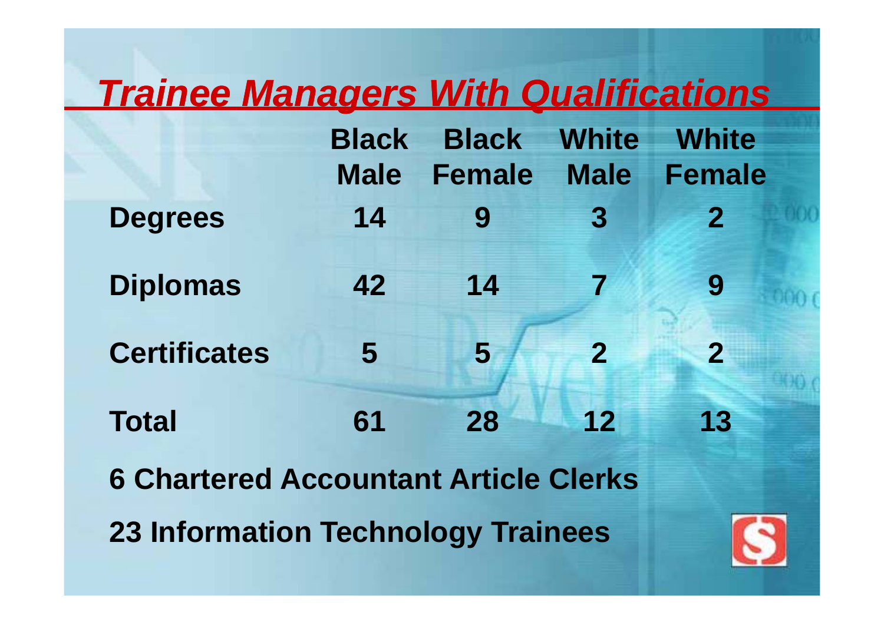# *Trainee Managers With Qualifications*

| | Black Male | Black Female | White Male | White Female |
|---|---|---|---|---|
| **Degrees** | 14 | 9 | 3 | 2 |
| **Diplomas** | 42 | 14 | 7 | 9 |
| **Certificates** | 5 | 5 | 2 | 2 |
| **Total** | 61 | 28 | 12 | 13 |

**6 Chartered Accountant Article Clerks**

**23 Information Technology Trainees**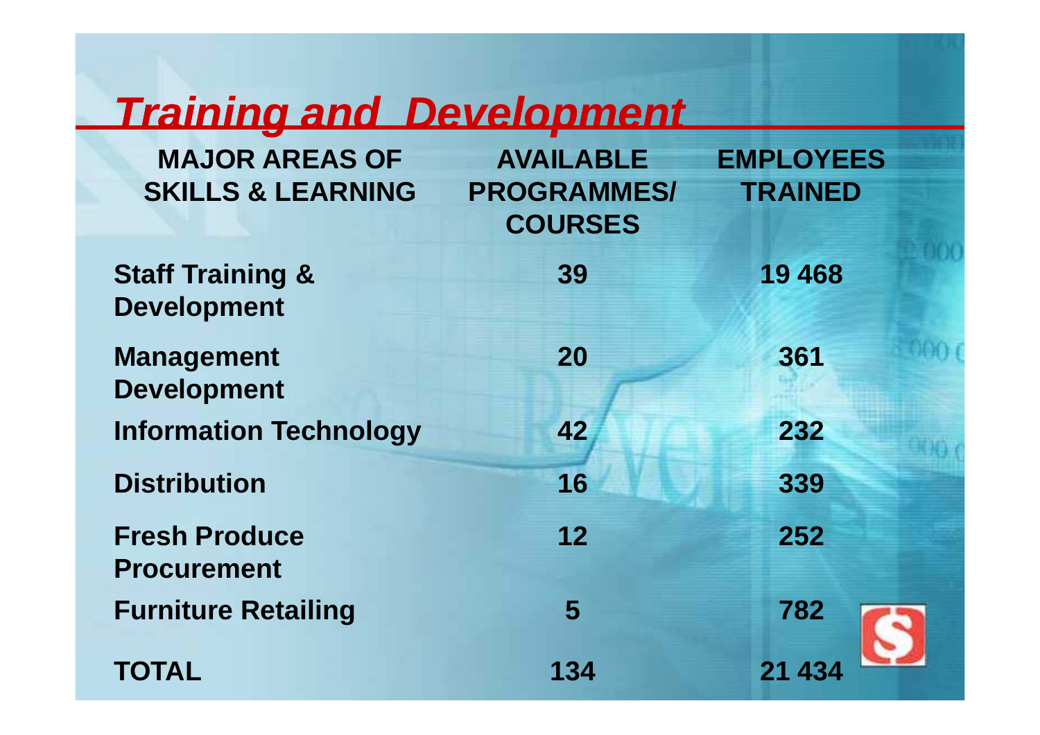# ***Training and Development***

| MAJOR AREAS OF SKILLS & LEARNING | AVAILABLE PROGRAMMES/ COURSES | EMPLOYEES TRAINED |
|---|---|---|
| **Staff Training & Development** | **39** | **19 468** |
| **Management Development** | **20** | **361** |
| **Information Technology** | **42** | **232** |
| **Distribution** | **16** | **339** |
| **Fresh Produce Procurement** | **12** | **252** |
| **Furniture Retailing** | **5** | **782** |
| **TOTAL** | **134** | **21 434** |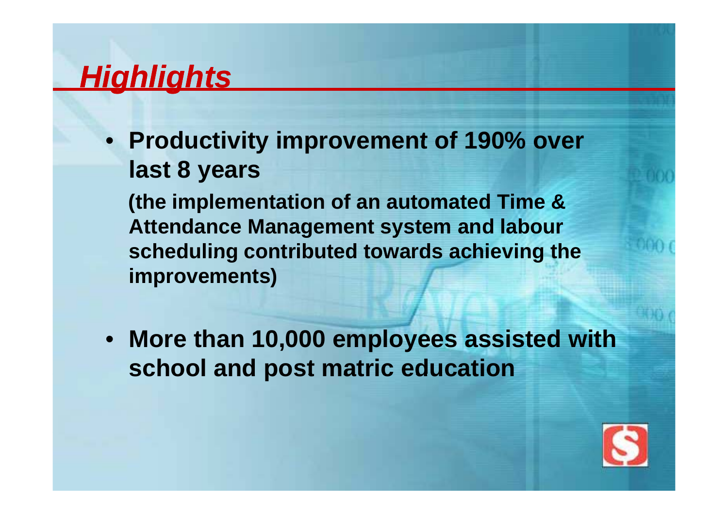# ***Highlights***

- **Productivity improvement of 190% over last 8 years**

  **(the implementation of an automated Time & Attendance Management system and labour scheduling contributed towards achieving the improvements)**

- **More than 10,000 employees assisted with school and post matric education**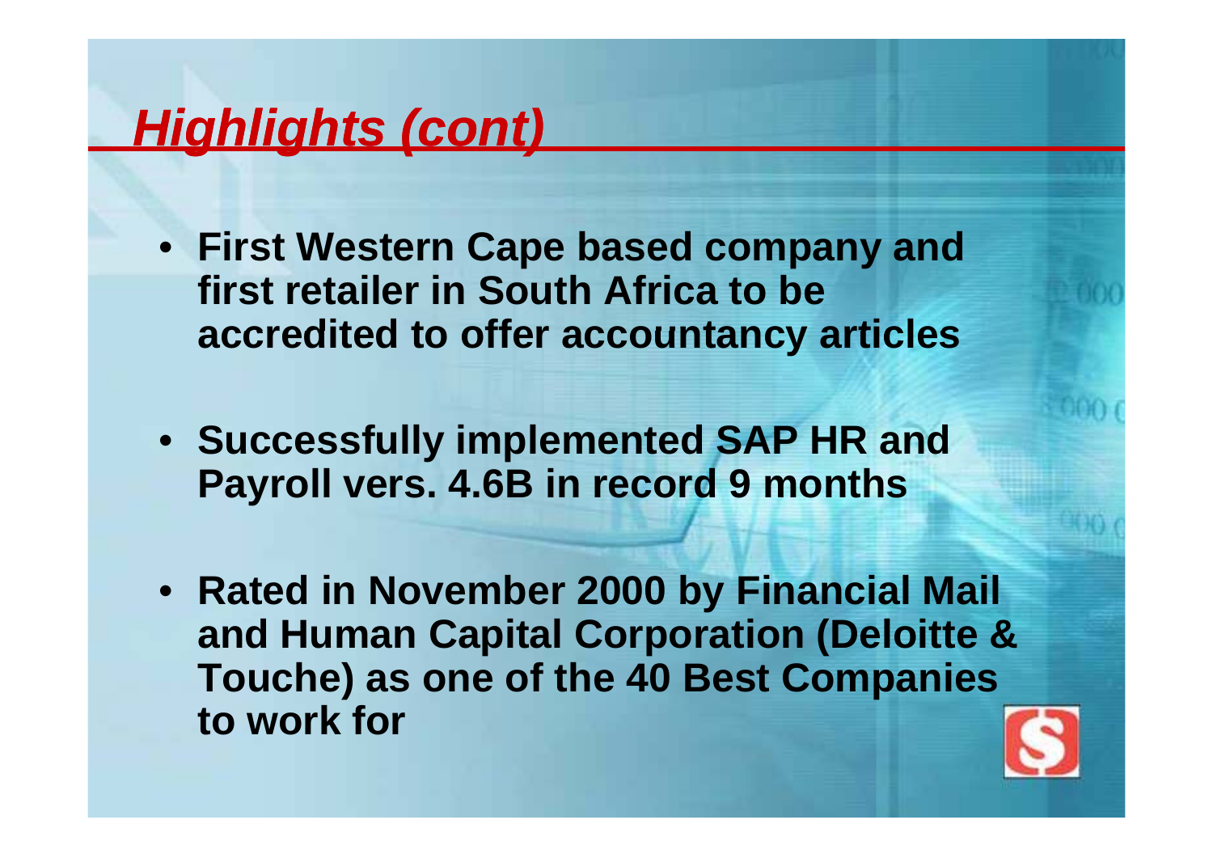# *Highlights (cont)*

- **First Western Cape based company and first retailer in South Africa to be accredited to offer accountancy articles**
- **Successfully implemented SAP HR and Payroll vers. 4.6B in record 9 months**
- **Rated in November 2000 by Financial Mail and Human Capital Corporation (Deloitte & Touche) as one of the 40 Best Companies to work for**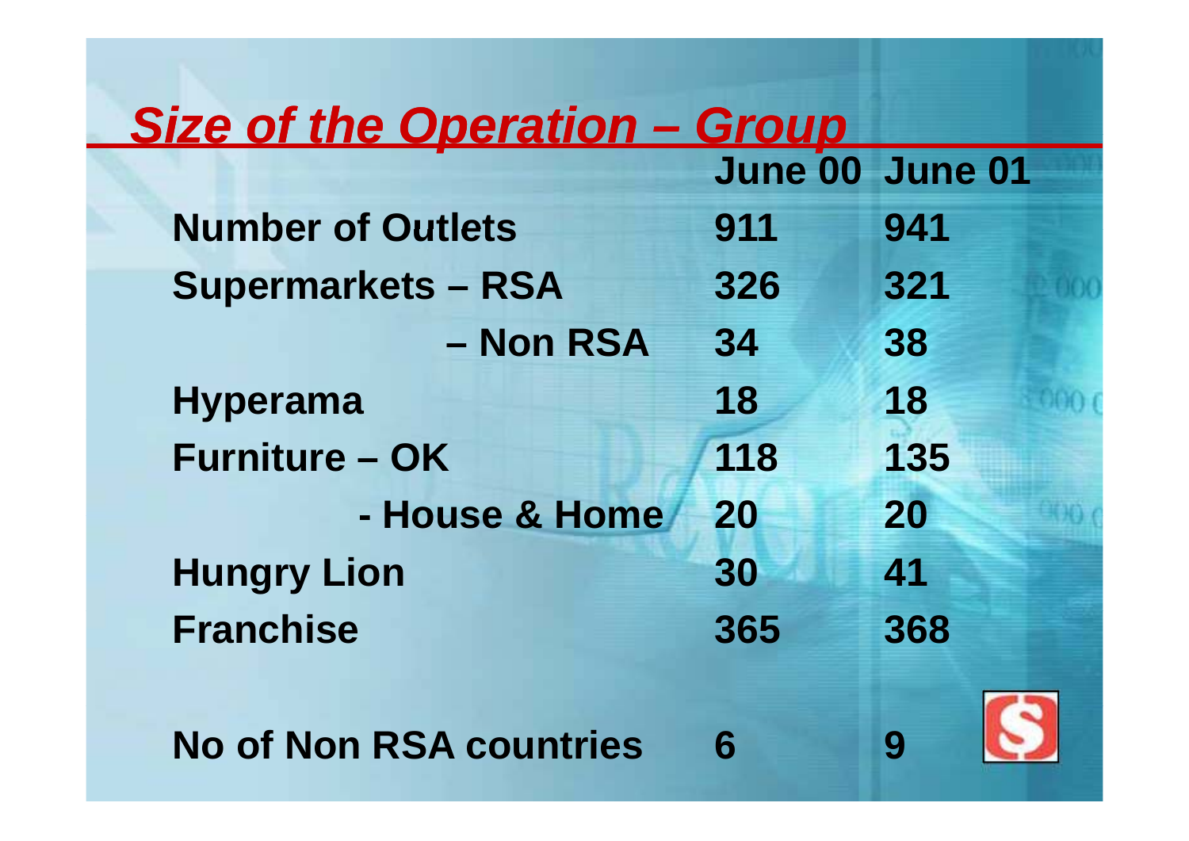## *Size of the Operation – Group*

| | June 00 | June 01 |
|---|---|---|
| Number of Outlets | 911 | 941 |
| Supermarkets – RSA | 326 | 321 |
| – Non RSA | 34 | 38 |
| Hyperama | 18 | 18 |
| Furniture – OK | 118 | 135 |
| - House & Home | 20 | 20 |
| Hungry Lion | 30 | 41 |
| Franchise | 365 | 368 |
| | | |
| No of Non RSA countries | 6 | 9 |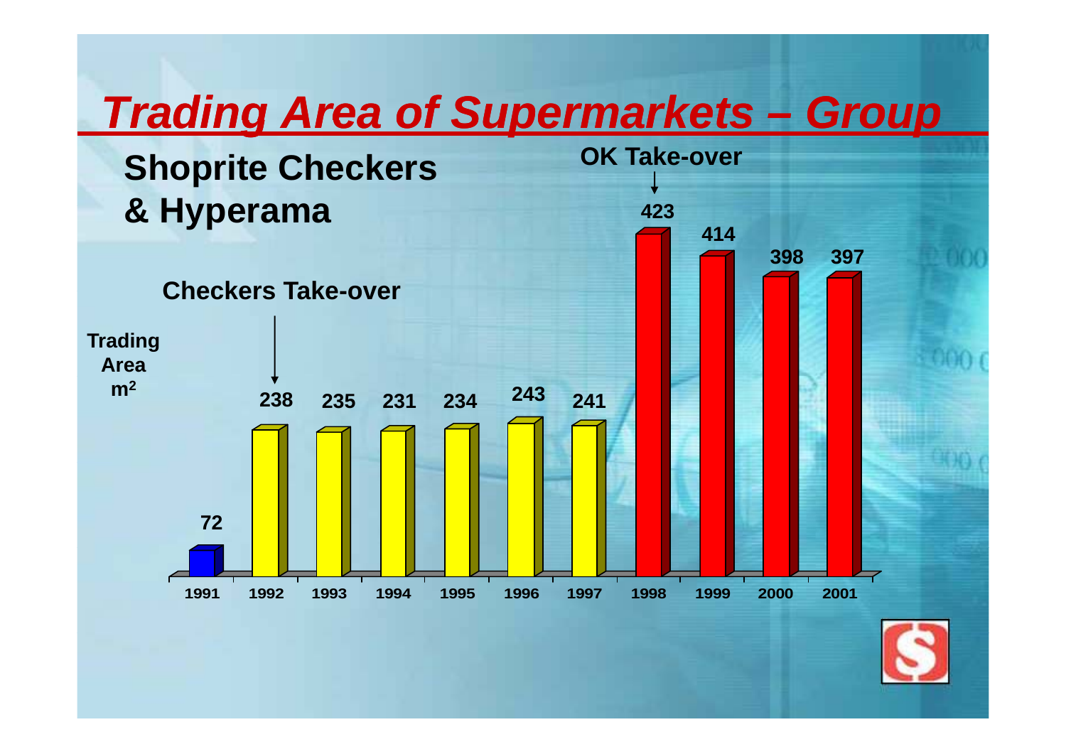# *Trading Area of Supermarkets – Group*

## Shoprite Checkers & Hyperama

Trading Area $m^2$

| Year | Trading Area | Note |
|---|---|---|
| 1991 | 72 | |
| 1992 | 238 | Checkers Take-over |
| 1993 | 235 | |
| 1994 | 231 | |
| 1995 | 234 | |
| 1996 | 243 | |
| 1997 | 241 | |
| 1998 | 423 | OK Take-over |
| 1999 | 414 | |
| 2000 | 398 | |
| 2001 | 397 | |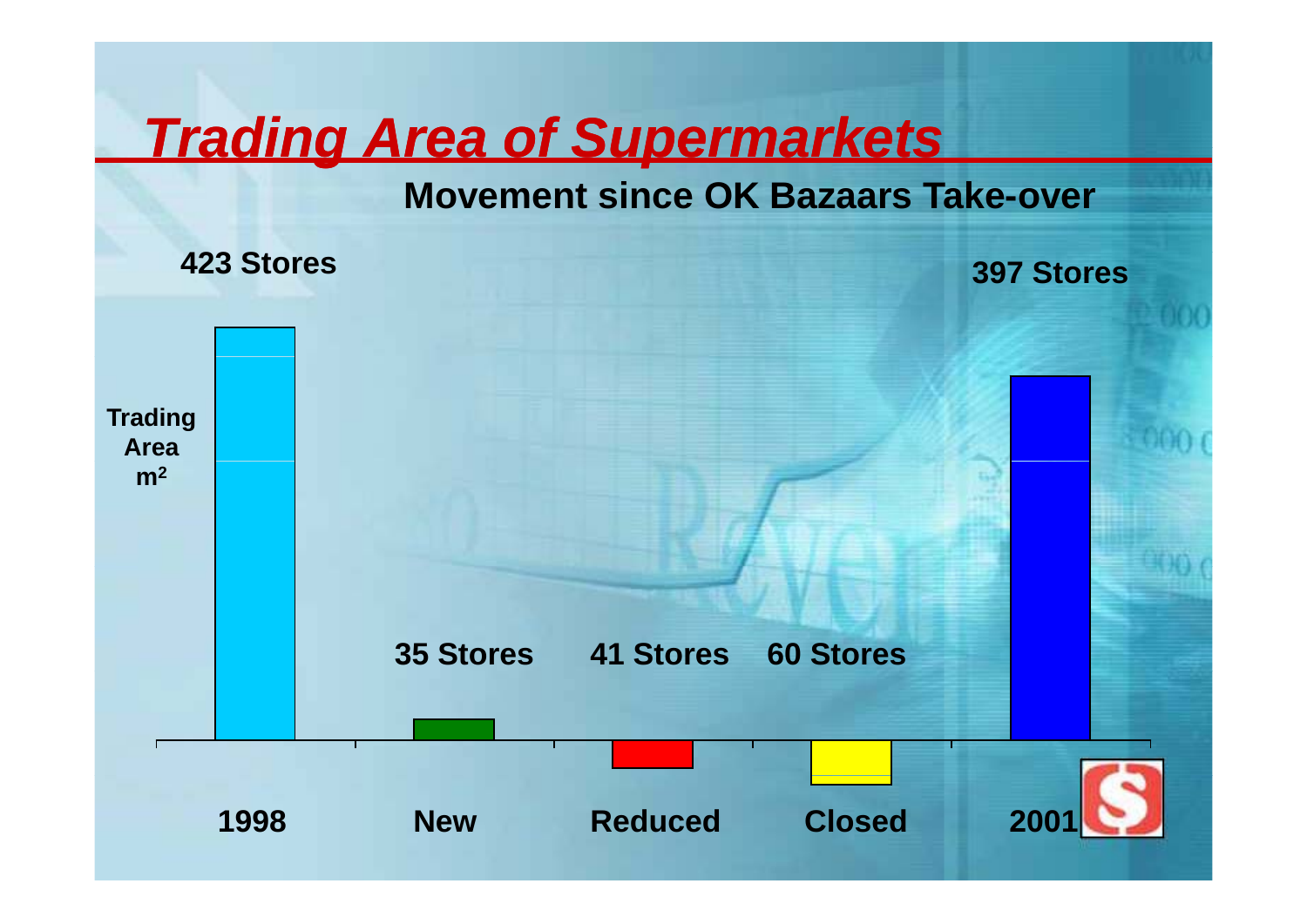# Trading Area of Supermarkets

## Movement since OK Bazaars Take-over

423 Stores

397 Stores

Trading Area $m^2$

35 Stores

41 Stores

60 Stores

1998

New

Reduced

Closed

2001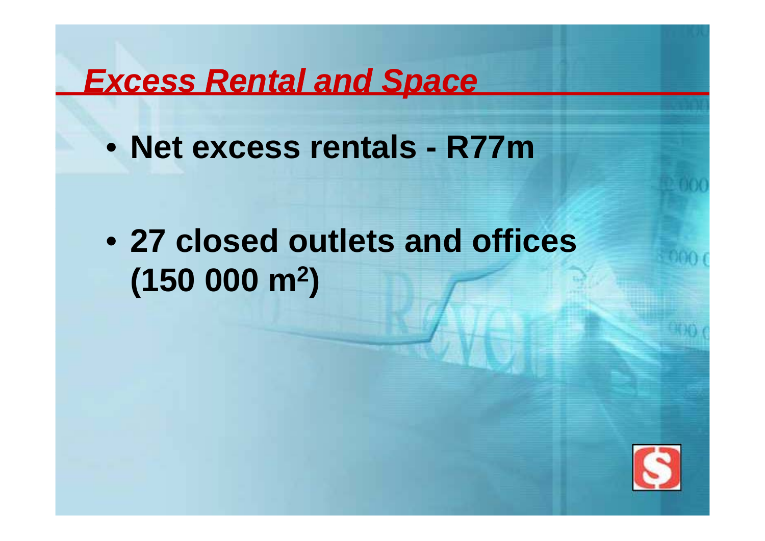# ***Excess Rental and Space***

- **Net excess rentals - R77m**
- **27 closed outlets and offices (150 000 $m^2$)**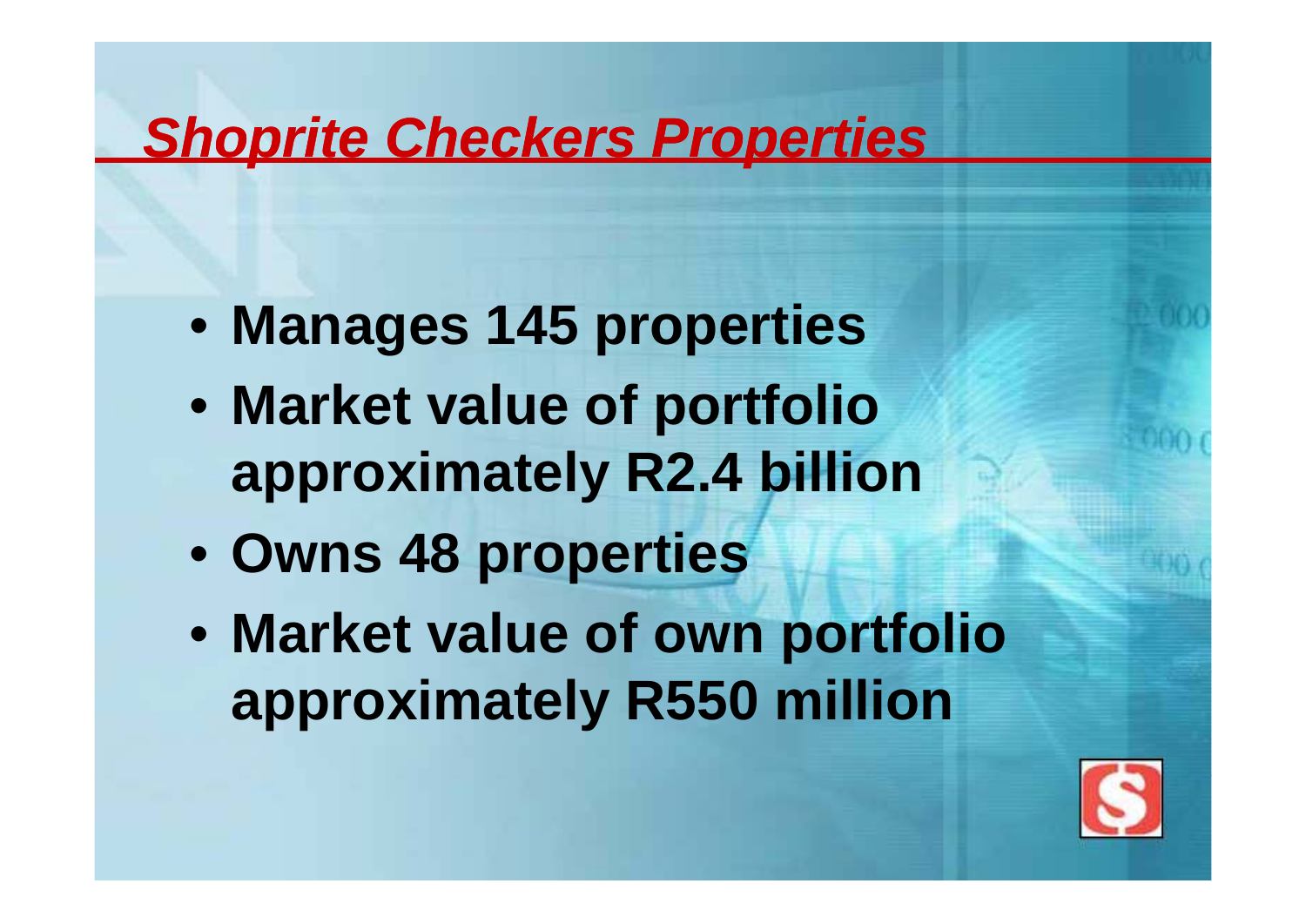# *Shoprite Checkers Properties*

- **Manages 145 properties**
- **Market value of portfolio approximately R2.4 billion**
- **Owns 48 properties**
- **Market value of own portfolio approximately R550 million**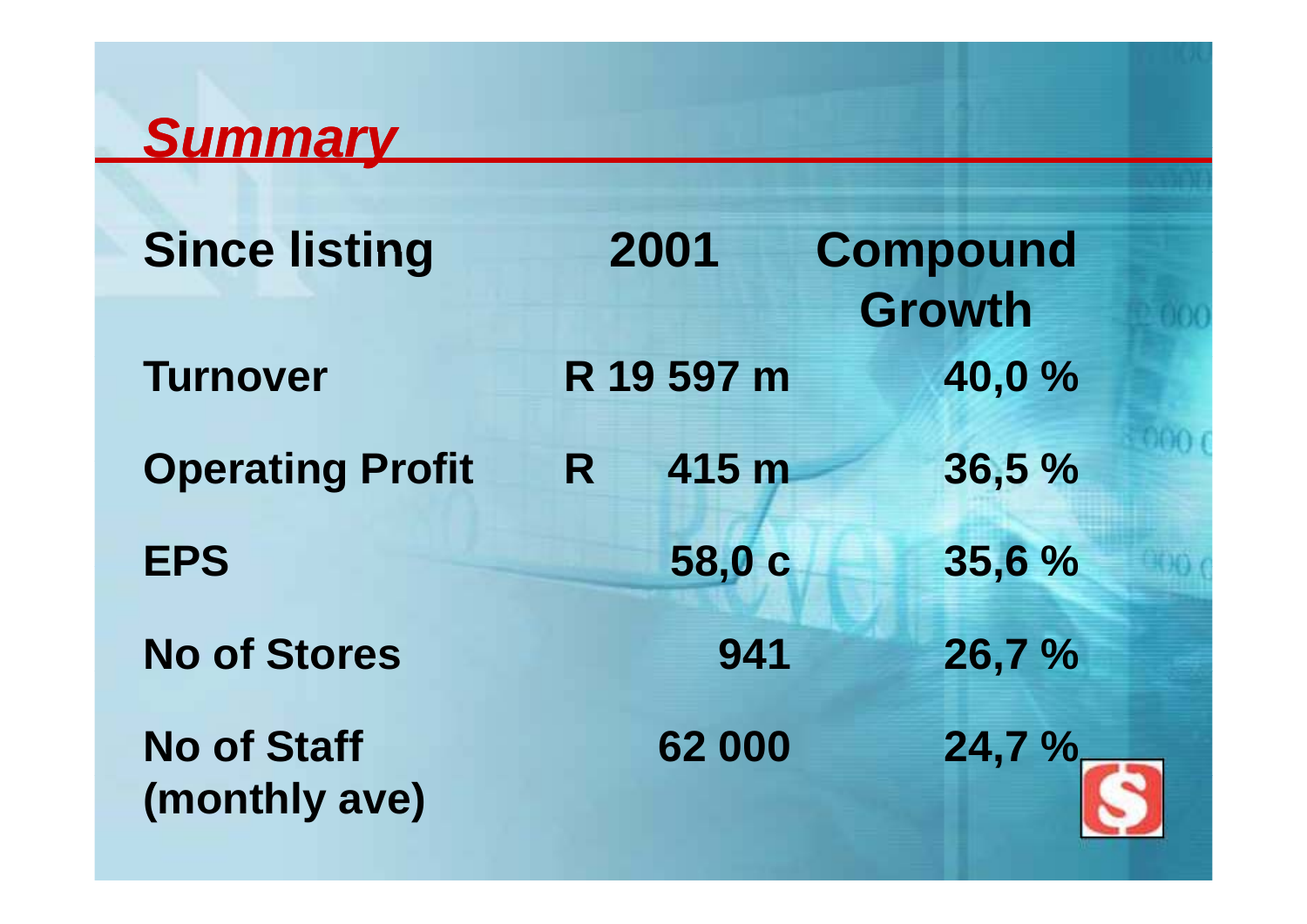# *Summary*

| Since listing | 2001 | Compound Growth |
|---|---|---|
| Turnover | R 19 597 m | 40,0 % |
| Operating Profit | R 415 m | 36,5 % |
| EPS | 58,0 c | 35,6 % |
| No of Stores | 941 | 26,7 % |
| No of Staff (monthly ave) | 62 000 | 24,7 % |